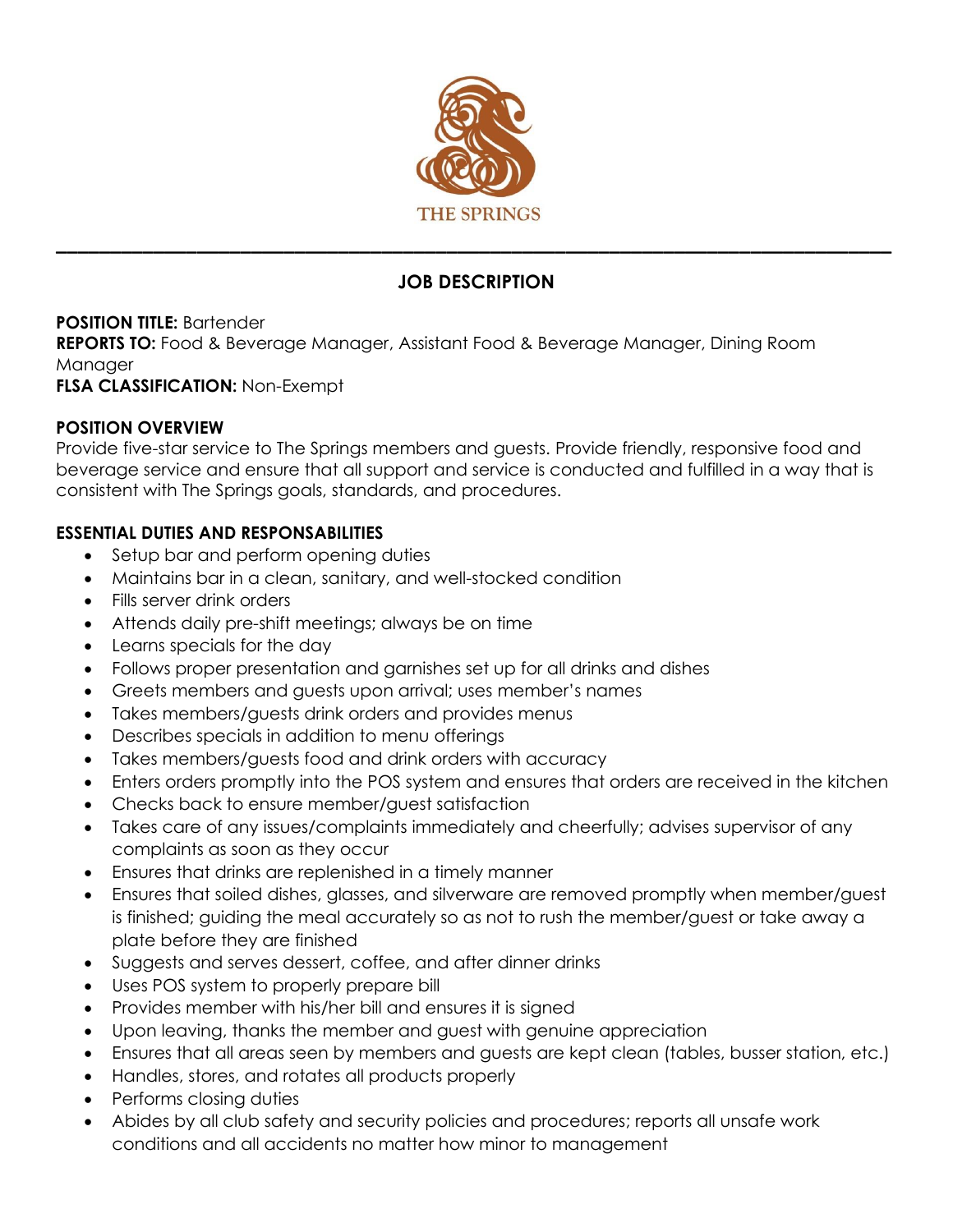THE SPRINGS

---

## JOB DESCRIPTION

**POSITION TITLE:** Bartender
**REPORTS TO:** Food & Beverage Manager, Assistant Food & Beverage Manager, Dining Room Manager
**FLSA CLASSIFICATION:** Non-Exempt

**POSITION OVERVIEW**
Provide five-star service to The Springs members and guests. Provide friendly, responsive food and beverage service and ensure that all support and service is conducted and fulfilled in a way that is consistent with The Springs goals, standards, and procedures.

**ESSENTIAL DUTIES AND RESPONSABILITIES**

- Setup bar and perform opening duties
- Maintains bar in a clean, sanitary, and well-stocked condition
- Fills server drink orders
- Attends daily pre-shift meetings; always be on time
- Learns specials for the day
- Follows proper presentation and garnishes set up for all drinks and dishes
- Greets members and guests upon arrival; uses member's names
- Takes members/guests drink orders and provides menus
- Describes specials in addition to menu offerings
- Takes members/guests food and drink orders with accuracy
- Enters orders promptly into the POS system and ensures that orders are received in the kitchen
- Checks back to ensure member/guest satisfaction
- Takes care of any issues/complaints immediately and cheerfully; advises supervisor of any complaints as soon as they occur
- Ensures that drinks are replenished in a timely manner
- Ensures that soiled dishes, glasses, and silverware are removed promptly when member/guest is finished; guiding the meal accurately so as not to rush the member/guest or take away a plate before they are finished
- Suggests and serves dessert, coffee, and after dinner drinks
- Uses POS system to properly prepare bill
- Provides member with his/her bill and ensures it is signed
- Upon leaving, thanks the member and guest with genuine appreciation
- Ensures that all areas seen by members and guests are kept clean (tables, busser station, etc.)
- Handles, stores, and rotates all products properly
- Performs closing duties
- Abides by all club safety and security policies and procedures; reports all unsafe work conditions and all accidents no matter how minor to management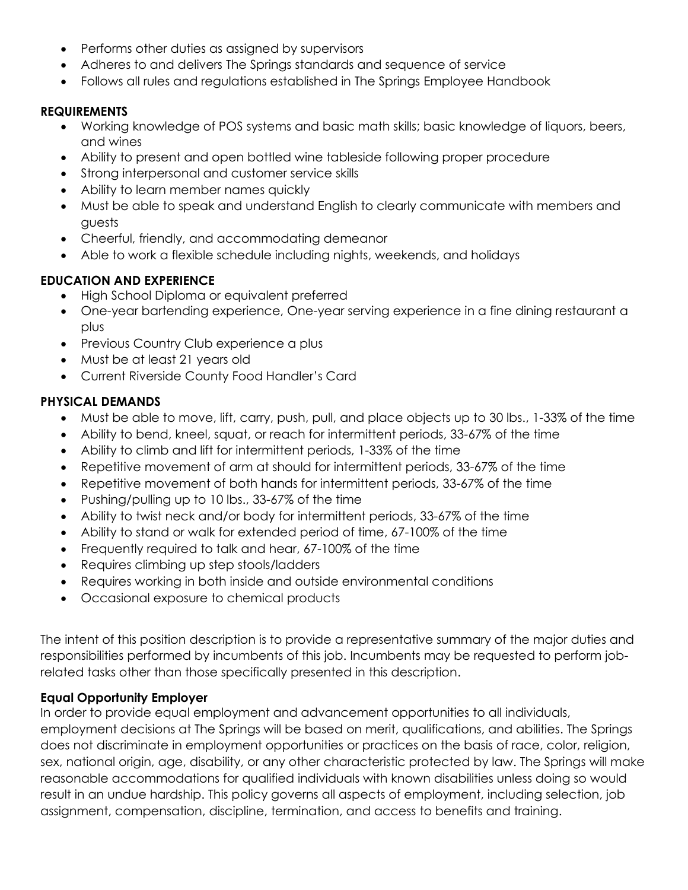- Performs other duties as assigned by supervisors
- Adheres to and delivers The Springs standards and sequence of service
- Follows all rules and regulations established in The Springs Employee Handbook

**REQUIREMENTS**

- Working knowledge of POS systems and basic math skills; basic knowledge of liquors, beers, and wines
- Ability to present and open bottled wine tableside following proper procedure
- Strong interpersonal and customer service skills
- Ability to learn member names quickly
- Must be able to speak and understand English to clearly communicate with members and guests
- Cheerful, friendly, and accommodating demeanor
- Able to work a flexible schedule including nights, weekends, and holidays

**EDUCATION AND EXPERIENCE**

- High School Diploma or equivalent preferred
- One-year bartending experience, One-year serving experience in a fine dining restaurant a plus
- Previous Country Club experience a plus
- Must be at least 21 years old
- Current Riverside County Food Handler's Card

**PHYSICAL DEMANDS**

- Must be able to move, lift, carry, push, pull, and place objects up to 30 lbs., 1-33% of the time
- Ability to bend, kneel, squat, or reach for intermittent periods, 33-67% of the time
- Ability to climb and lift for intermittent periods, 1-33% of the time
- Repetitive movement of arm at should for intermittent periods, 33-67% of the time
- Repetitive movement of both hands for intermittent periods, 33-67% of the time
- Pushing/pulling up to 10 lbs., 33-67% of the time
- Ability to twist neck and/or body for intermittent periods, 33-67% of the time
- Ability to stand or walk for extended period of time, 67-100% of the time
- Frequently required to talk and hear, 67-100% of the time
- Requires climbing up step stools/ladders
- Requires working in both inside and outside environmental conditions
- Occasional exposure to chemical products

The intent of this position description is to provide a representative summary of the major duties and responsibilities performed by incumbents of this job. Incumbents may be requested to perform job-related tasks other than those specifically presented in this description.

**Equal Opportunity Employer**

In order to provide equal employment and advancement opportunities to all individuals, employment decisions at The Springs will be based on merit, qualifications, and abilities. The Springs does not discriminate in employment opportunities or practices on the basis of race, color, religion, sex, national origin, age, disability, or any other characteristic protected by law. The Springs will make reasonable accommodations for qualified individuals with known disabilities unless doing so would result in an undue hardship. This policy governs all aspects of employment, including selection, job assignment, compensation, discipline, termination, and access to benefits and training.